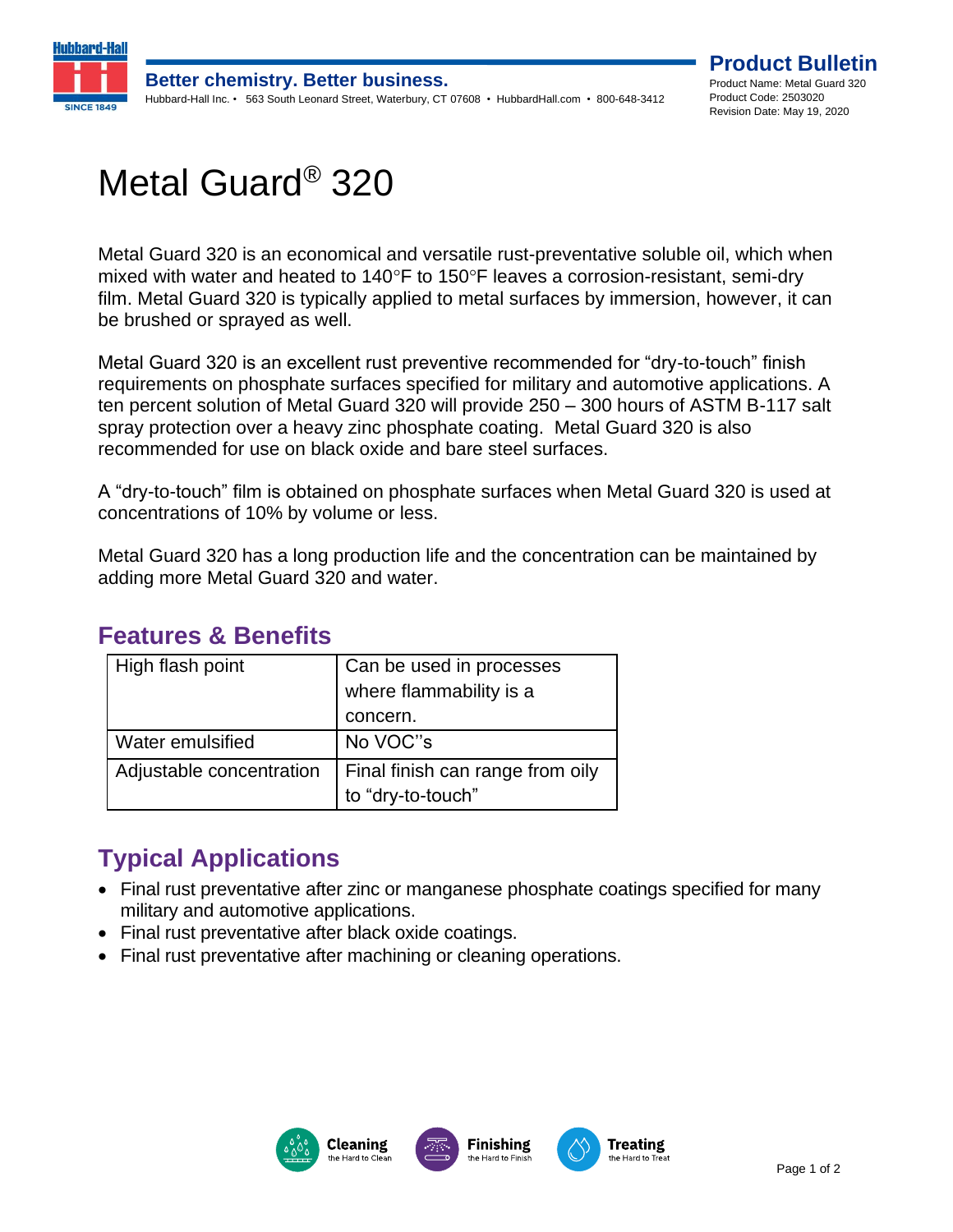Better chemistry. Better business.

Hubbard-Hall Inc. • 563 South Leonard Street, Waterbury, CT 07608 • HubbardHall.com • 800-648-3412

**Product Bulletin**
Product Name: Metal Guard 320
Product Code: 2503020
Revision Date: May 19, 2020

# Metal Guard® 320

Metal Guard 320 is an economical and versatile rust-preventative soluble oil, which when mixed with water and heated to 140°F to 150°F leaves a corrosion-resistant, semi-dry film. Metal Guard 320 is typically applied to metal surfaces by immersion, however, it can be brushed or sprayed as well.

Metal Guard 320 is an excellent rust preventive recommended for "dry-to-touch" finish requirements on phosphate surfaces specified for military and automotive applications. A ten percent solution of Metal Guard 320 will provide 250 – 300 hours of ASTM B-117 salt spray protection over a heavy zinc phosphate coating. Metal Guard 320 is also recommended for use on black oxide and bare steel surfaces.

A "dry-to-touch" film is obtained on phosphate surfaces when Metal Guard 320 is used at concentrations of 10% by volume or less.

Metal Guard 320 has a long production life and the concentration can be maintained by adding more Metal Guard 320 and water.

## Features & Benefits

| | |
|---|---|
| High flash point | Can be used in processes where flammability is a concern. |
| Water emulsified | No VOC"s |
| Adjustable concentration | Final finish can range from oily to "dry-to-touch" |

## Typical Applications

- Final rust preventative after zinc or manganese phosphate coatings specified for many military and automotive applications.
- Final rust preventative after black oxide coatings.
- Final rust preventative after machining or cleaning operations.

Cleaning the Hard to Clean · Finishing the Hard to Finish · Treating the Hard to Treat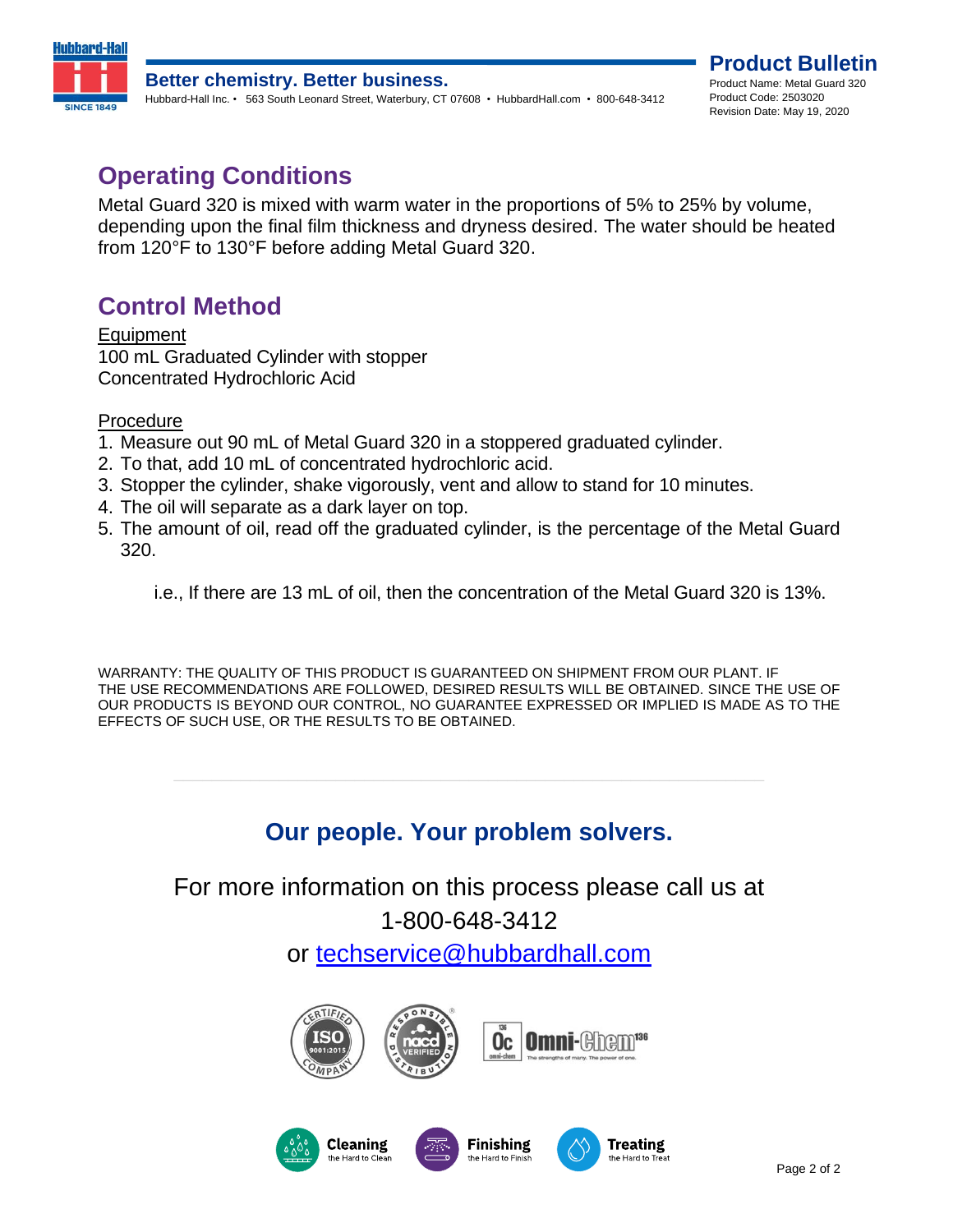## Operating Conditions

Metal Guard 320 is mixed with warm water in the proportions of 5% to 25% by volume, depending upon the final film thickness and dryness desired. The water should be heated from 120°F to 130°F before adding Metal Guard 320.

## Control Method

Equipment

100 mL Graduated Cylinder with stopper
Concentrated Hydrochloric Acid

Procedure

1. Measure out 90 mL of Metal Guard 320 in a stoppered graduated cylinder.
2. To that, add 10 mL of concentrated hydrochloric acid.
3. Stopper the cylinder, shake vigorously, vent and allow to stand for 10 minutes.
4. The oil will separate as a dark layer on top.
5. The amount of oil, read off the graduated cylinder, is the percentage of the Metal Guard 320.

i.e., If there are 13 mL of oil, then the concentration of the Metal Guard 320 is 13%.

WARRANTY: THE QUALITY OF THIS PRODUCT IS GUARANTEED ON SHIPMENT FROM OUR PLANT. IF THE USE RECOMMENDATIONS ARE FOLLOWED, DESIRED RESULTS WILL BE OBTAINED. SINCE THE USE OF OUR PRODUCTS IS BEYOND OUR CONTROL, NO GUARANTEE EXPRESSED OR IMPLIED IS MADE AS TO THE EFFECTS OF SUCH USE, OR THE RESULTS TO BE OBTAINED.

---

## Our people. Your problem solvers.

For more information on this process please call us at 1-800-648-3412

or techservice@hubbardhall.com